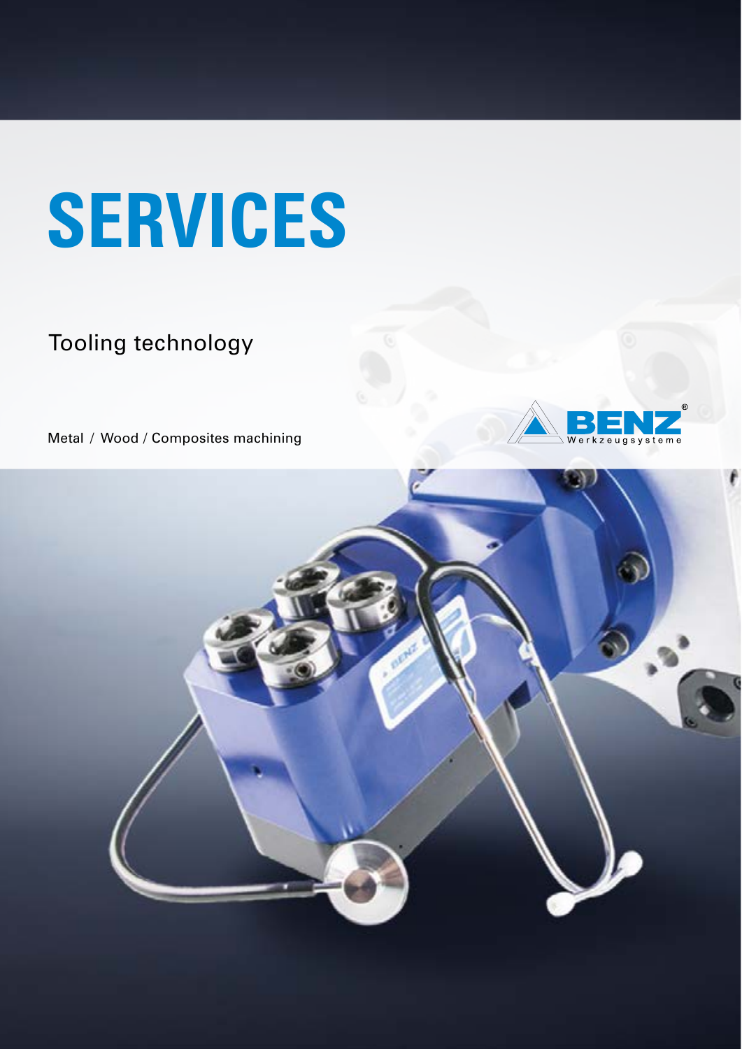# SERVICES

Tooling technology

Metal / Wood / Composites machining

BENZ Werkzeugsysteme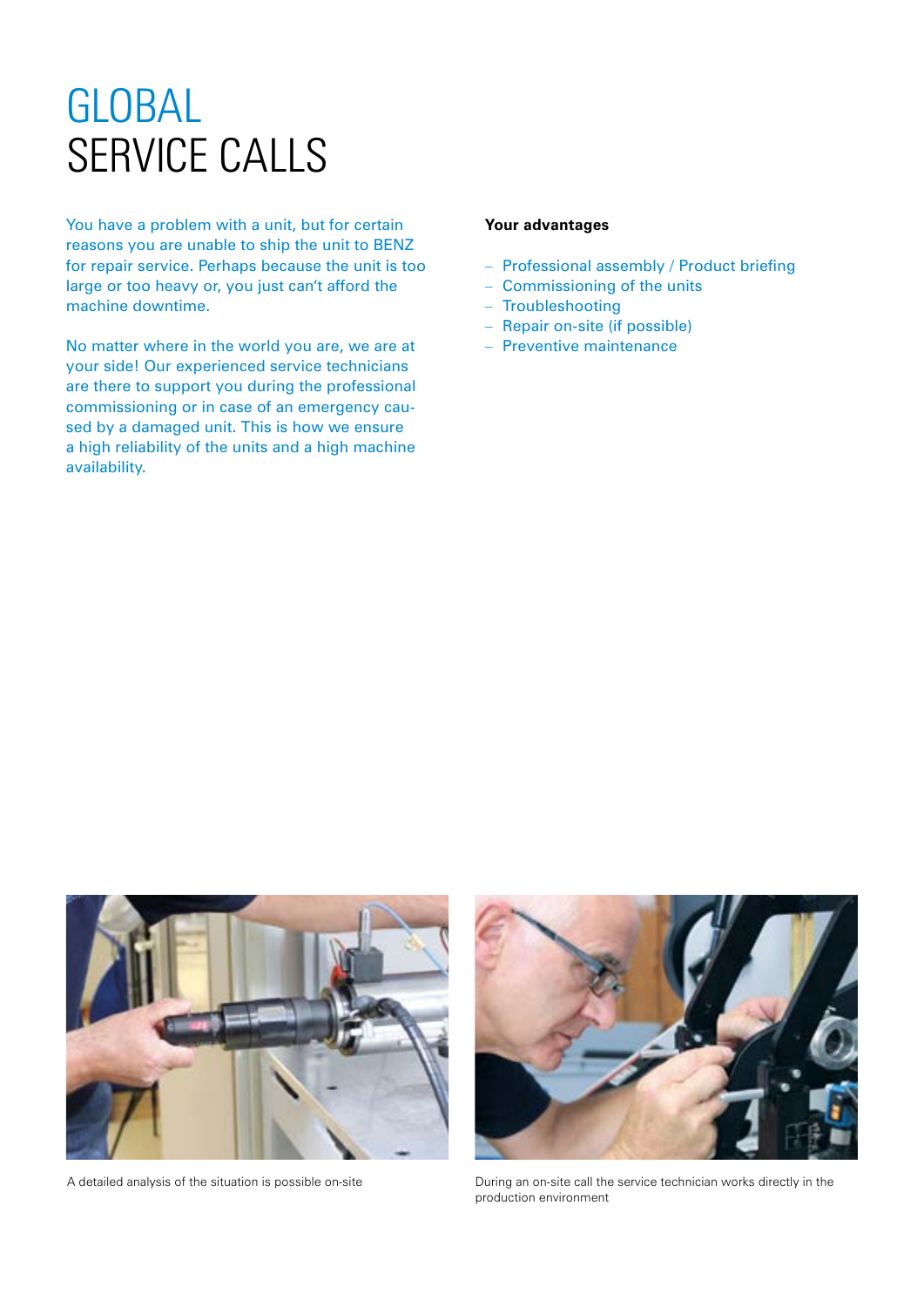# GLOBAL SERVICE CALLS

You have a problem with a unit, but for certain reasons you are unable to ship the unit to BENZ for repair service. Perhaps because the unit is too large or too heavy or, you just can't afford the machine downtime.

No matter where in the world you are, we are at your side! Our experienced service technicians are there to support you during the professional commissioning or in case of an emergency caused by a damaged unit. This is how we ensure a high reliability of the units and a high machine availability.

**Your advantages**

- Professional assembly / Product briefing
- Commissioning of the units
- Troubleshooting
- Repair on-site (if possible)
- Preventive maintenance

A detailed analysis of the situation is possible on-site

During an on-site call the service technician works directly in the production environment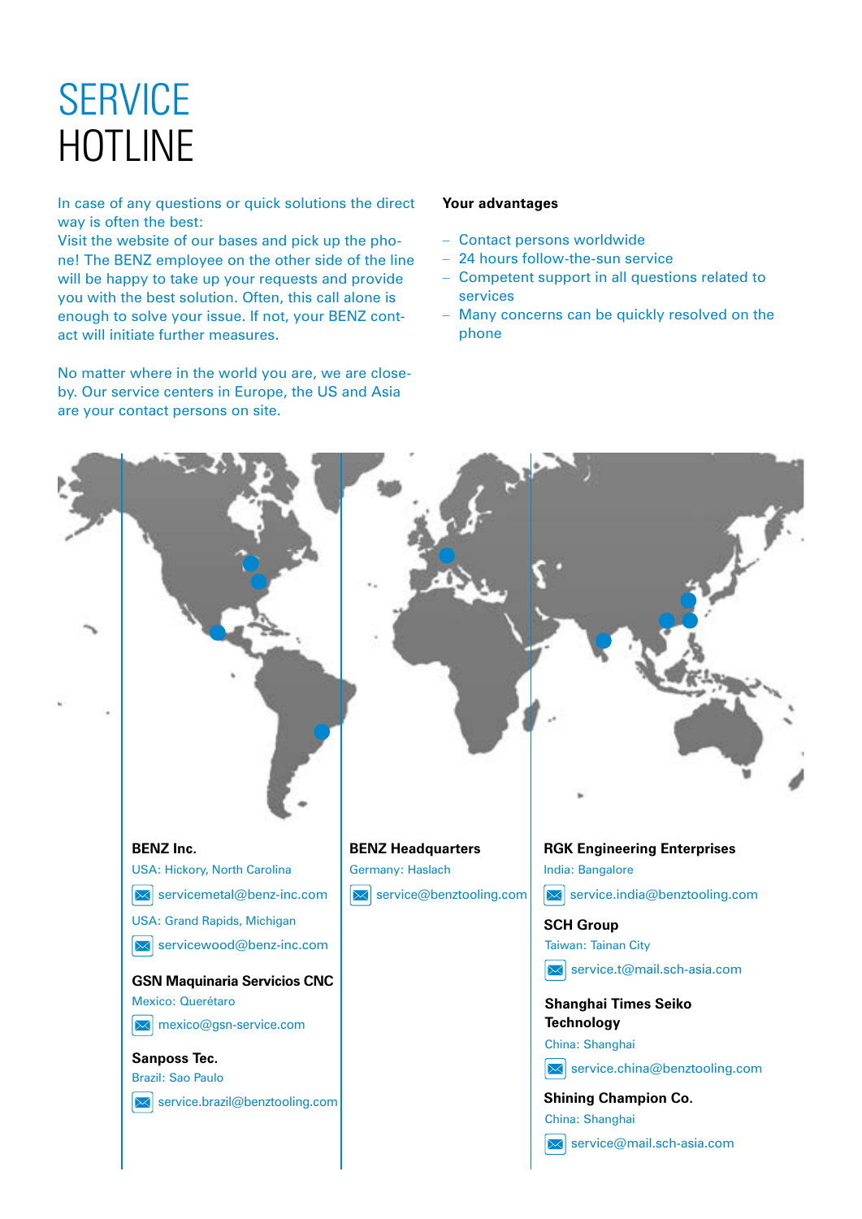# SERVICE HOTLINE

In case of any questions or quick solutions the direct way is often the best:
Visit the website of our bases and pick up the phone! The BENZ employee on the other side of the line will be happy to take up your requests and provide you with the best solution. Often, this call alone is enough to solve your issue. If not, your BENZ contact will initiate further measures.

No matter where in the world you are, we are close-by. Our service centers in Europe, the US and Asia are your contact persons on site.

**Your advantages**

- Contact persons worldwide
- 24 hours follow-the-sun service
- Competent support in all questions related to services
- Many concerns can be quickly resolved on the phone

**BENZ Inc.**
USA: Hickory, North Carolina
servicemetal@benz-inc.com
USA: Grand Rapids, Michigan
servicewood@benz-inc.com

**GSN Maquinaria Servicios CNC**
Mexico: Querétaro
mexico@gsn-service.com

**Sanposs Tec.**
Brazil: Sao Paulo
service.brazil@benztooling.com

**BENZ Headquarters**
Germany: Haslach
service@benztooling.com

**RGK Engineering Enterprises**
India: Bangalore
service.india@benztooling.com

**SCH Group**
Taiwan: Tainan City
service.t@mail.sch-asia.com

**Shanghai Times Seiko Technology**
China: Shanghai
service.china@benztooling.com

**Shining Champion Co.**
China: Shanghai
service@mail.sch-asia.com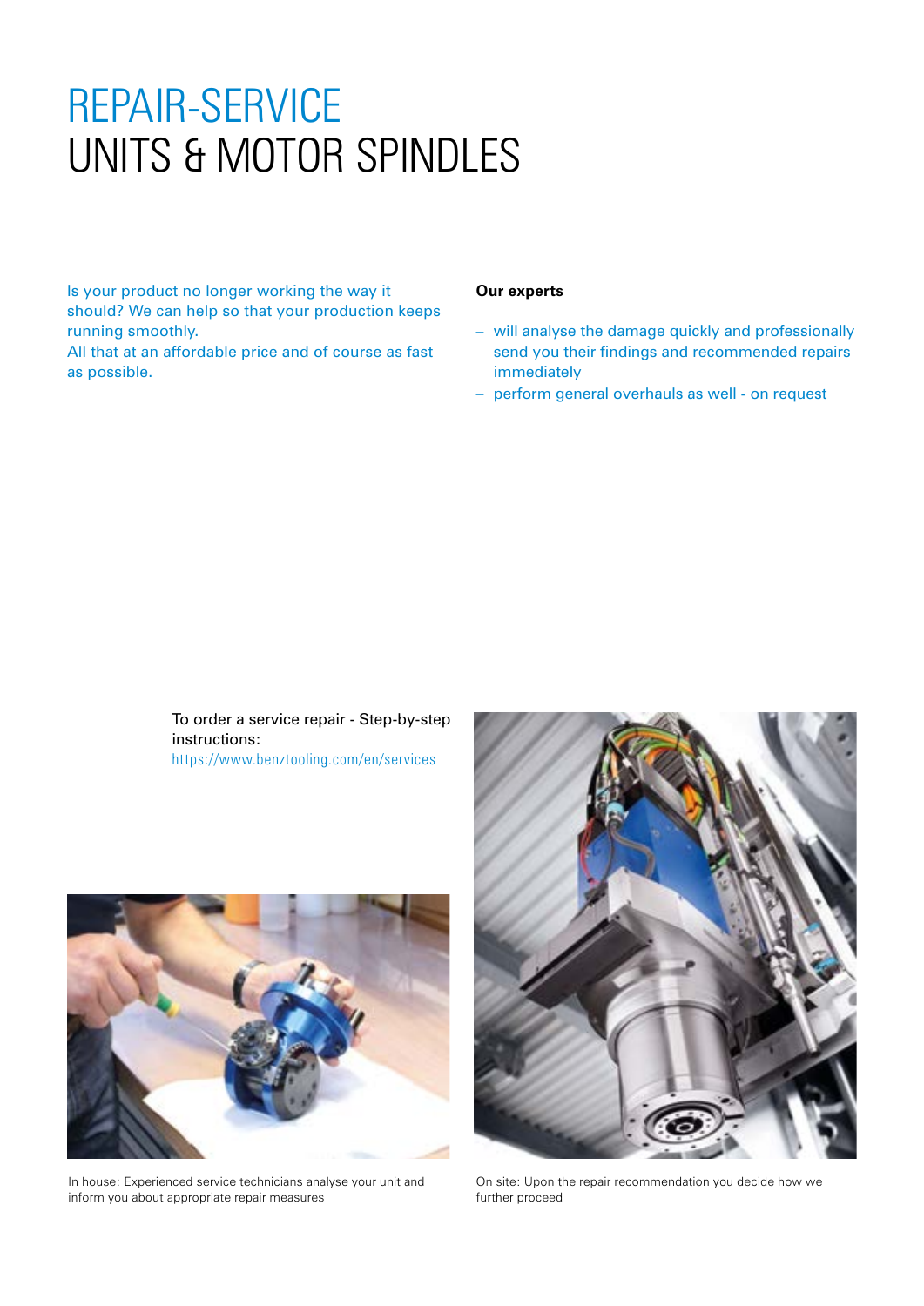# REPAIR-SERVICE
# UNITS & MOTOR SPINDLES

Is your product no longer working the way it should? We can help so that your production keeps running smoothly.
All that at an affordable price and of course as fast as possible.

**Our experts**

- will analyse the damage quickly and professionally
- send you their findings and recommended repairs immediately
- perform general overhauls as well - on request

To order a service repair - Step-by-step instructions:
https://www.benztooling.com/en/services

In house: Experienced service technicians analyse your unit and inform you about appropriate repair measures

On site: Upon the repair recommendation you decide how we further proceed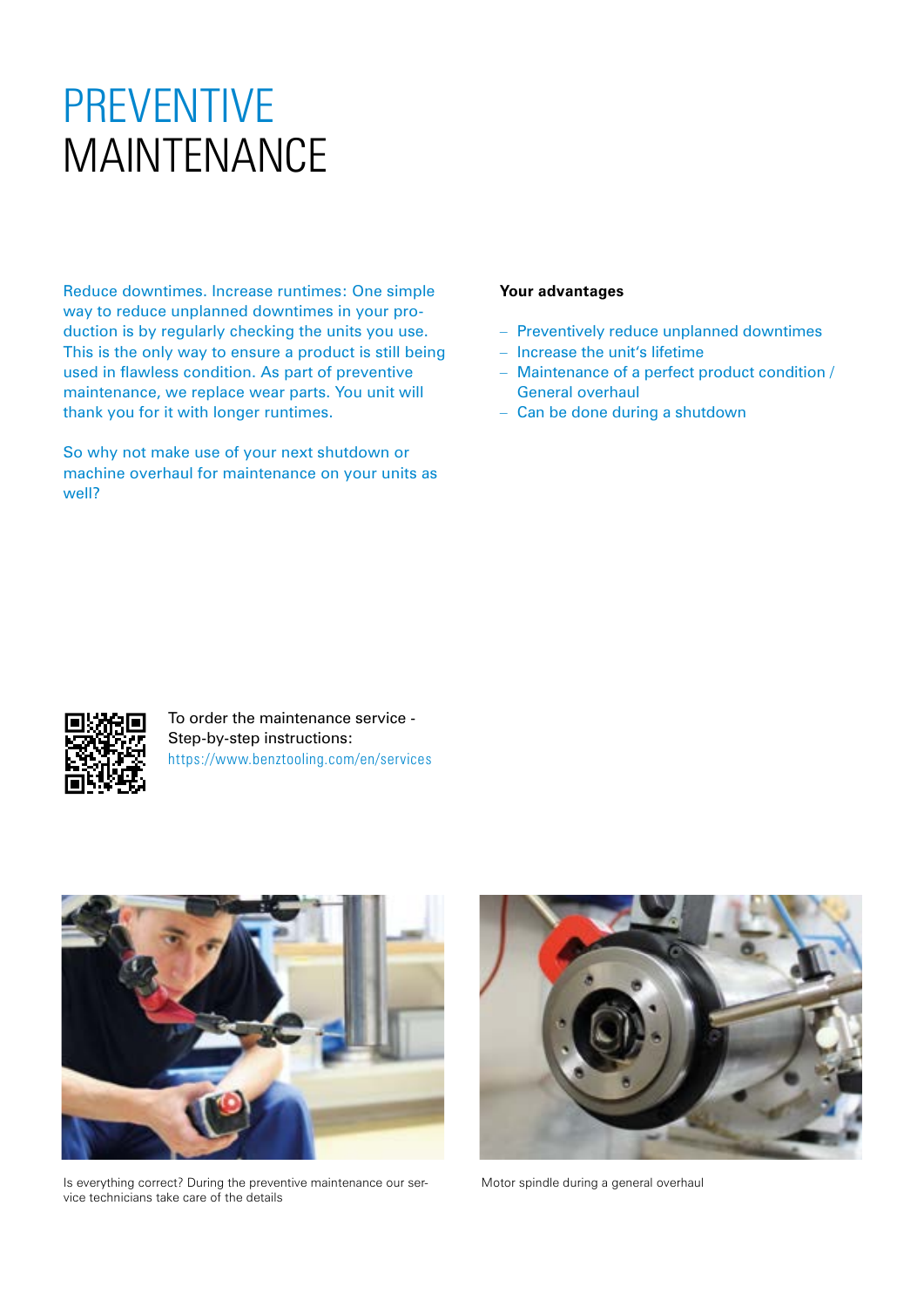# PREVENTIVE MAINTENANCE

Reduce downtimes. Increase runtimes: One simple way to reduce unplanned downtimes in your production is by regularly checking the units you use. This is the only way to ensure a product is still being used in flawless condition. As part of preventive maintenance, we replace wear parts. You unit will thank you for it with longer runtimes.

So why not make use of your next shutdown or machine overhaul for maintenance on your units as well?

**Your advantages**

- Preventively reduce unplanned downtimes
- Increase the unit's lifetime
- Maintenance of a perfect product condition / General overhaul
- Can be done during a shutdown

To order the maintenance service - Step-by-step instructions:
https://www.benztooling.com/en/services

Is everything correct? During the preventive maintenance our service technicians take care of the details

Motor spindle during a general overhaul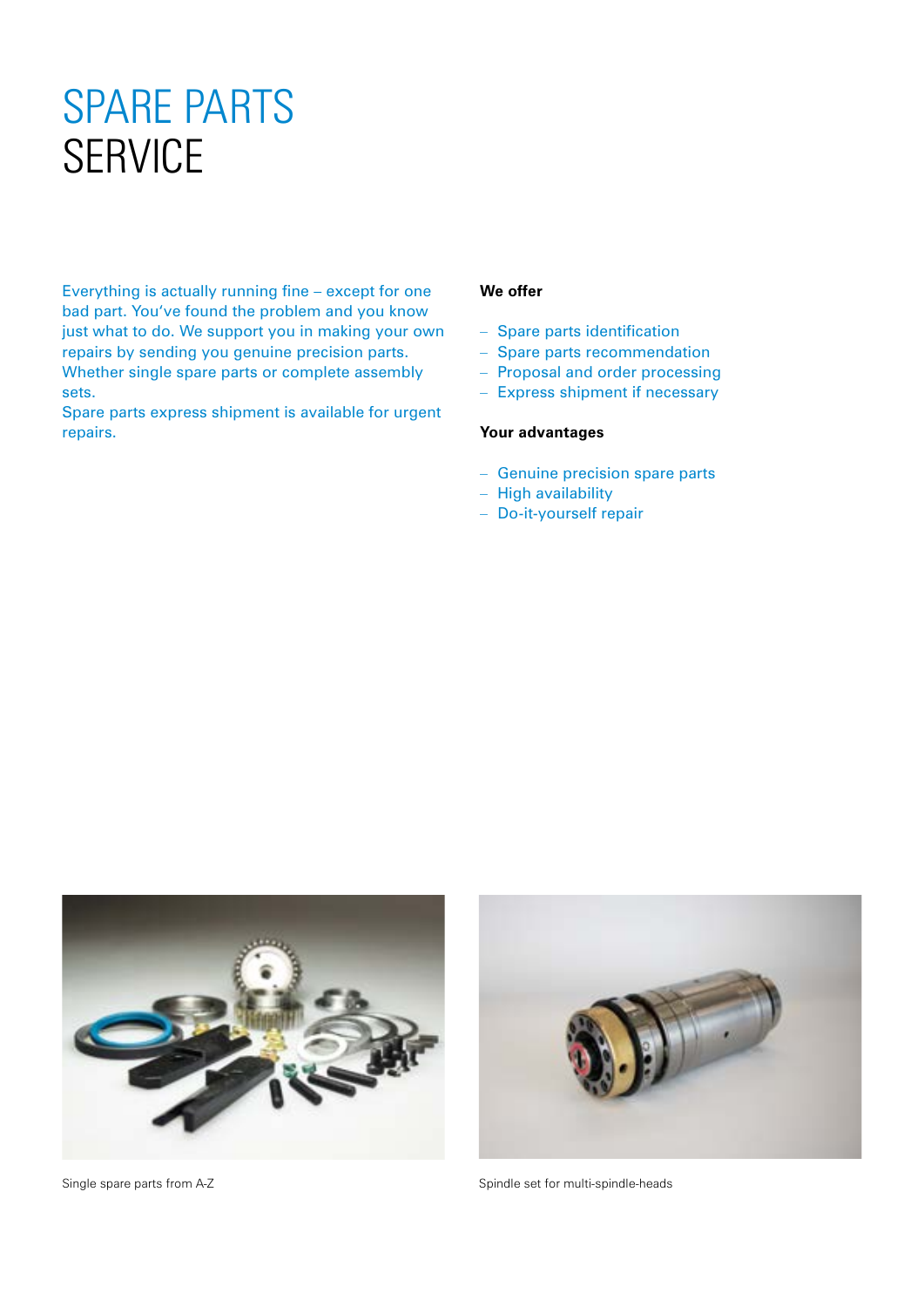# SPARE PARTS SERVICE

Everything is actually running fine – except for one bad part. You've found the problem and you know just what to do. We support you in making your own repairs by sending you genuine precision parts. Whether single spare parts or complete assembly sets.
Spare parts express shipment is available for urgent repairs.

**We offer**

- Spare parts identification
- Spare parts recommendation
- Proposal and order processing
- Express shipment if necessary

**Your advantages**

- Genuine precision spare parts
- High availability
- Do-it-yourself repair

Single spare parts from A-Z

Spindle set for multi-spindle-heads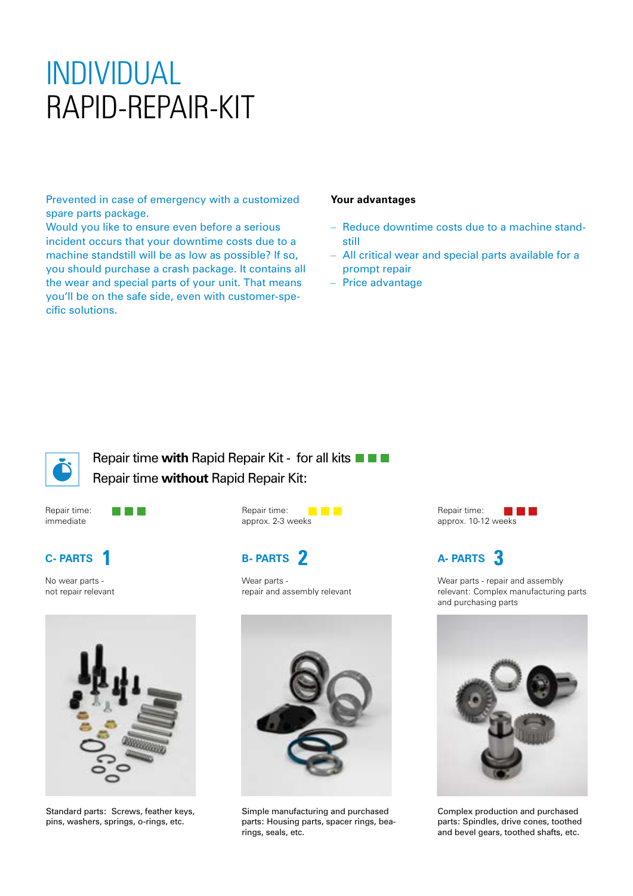# INDIVIDUAL
# RAPID-REPAIR-KIT

Prevented in case of emergency with a customized spare parts package.
Would you like to ensure even before a serious incident occurs that your downtime costs due to a machine standstill will be as low as possible? If so, you should purchase a crash package. It contains all the wear and special parts of your unit. That means you'll be on the safe side, even with customer-specific solutions.

**Your advantages**

- Reduce downtime costs due to a machine standstill
- All critical wear and special parts available for a prompt repair
- Price advantage

Repair time **with** Rapid Repair Kit - for all kits

Repair time **without** Rapid Repair Kit:

Repair time: immediate

## C- PARTS 1

No wear parts - not repair relevant

Standard parts: Screws, feather keys, pins, washers, springs, o-rings, etc.

Repair time: approx. 2-3 weeks

## B- PARTS 2

Wear parts - repair and assembly relevant

Simple manufacturing and purchased parts: Housing parts, spacer rings, bearings, seals, etc.

Repair time: approx. 10-12 weeks

## A- PARTS 3

Wear parts - repair and assembly relevant: Complex manufacturing parts and purchasing parts

Complex production and purchased parts: Spindles, drive cones, toothed and bevel gears, toothed shafts, etc.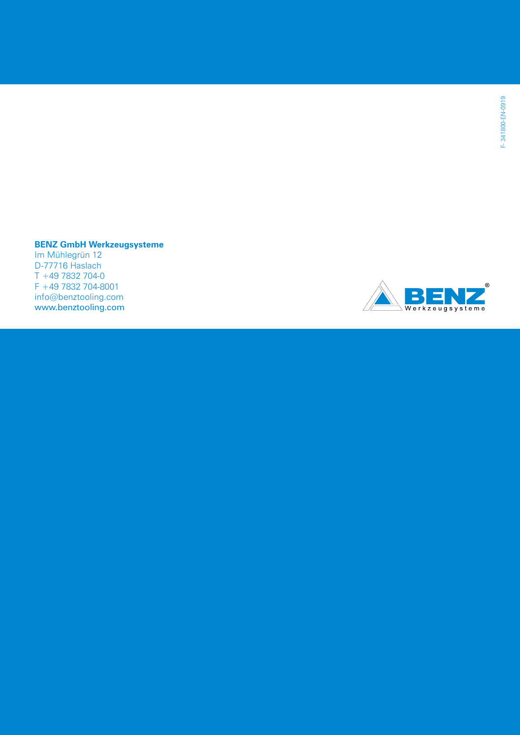**BENZ GmbH Werkzeugsysteme**
Im Mühlegrün 12
D-77716 Haslach
T +49 7832 704-0
F +49 7832 704-8001
info@benztooling.com
www.benztooling.com

BENZ®
Werkzeugsysteme

F-341800-EN-0919